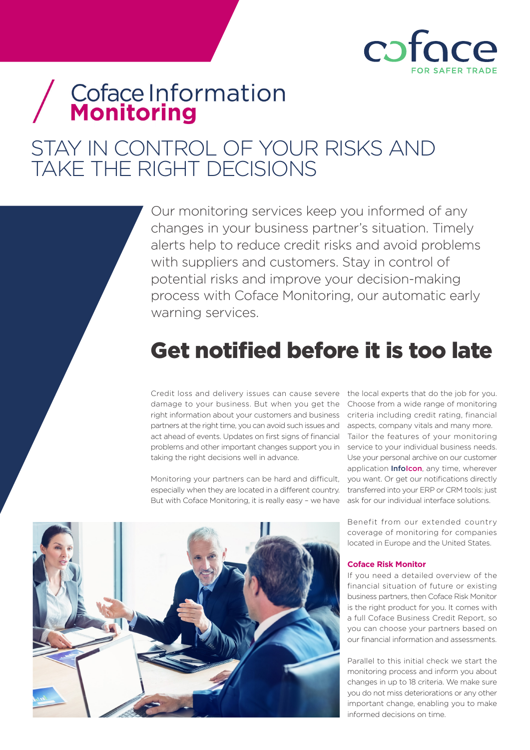coface
FOR SAFER TRADE

# Coface Information **Monitoring**

## STAY IN CONTROL OF YOUR RISKS AND TAKE THE RIGHT DECISIONS

Our monitoring services keep you informed of any changes in your business partner's situation. Timely alerts help to reduce credit risks and avoid problems with suppliers and customers. Stay in control of potential risks and improve your decision-making process with Coface Monitoring, our automatic early warning services.

## Get notified before it is too late

Credit loss and delivery issues can cause severe damage to your business. But when you get the right information about your customers and business partners at the right time, you can avoid such issues and act ahead of events. Updates on first signs of financial problems and other important changes support you in taking the right decisions well in advance.

Monitoring your partners can be hard and difficult, especially when they are located in a different country. But with Coface Monitoring, it is really easy – we have the local experts that do the job for you. Choose from a wide range of monitoring criteria including credit rating, financial aspects, company vitals and many more. Tailor the features of your monitoring service to your individual business needs. Use your personal archive on our customer application **InfoIcon**, any time, wherever you want. Or get our notifications directly transferred into your ERP or CRM tools: just ask for our individual interface solutions.

Benefit from our extended country coverage of monitoring for companies located in Europe and the United States.

### Coface Risk Monitor

If you need a detailed overview of the financial situation of future or existing business partners, then Coface Risk Monitor is the right product for you. It comes with a full Coface Business Credit Report, so you can choose your partners based on our financial information and assessments.

Parallel to this initial check we start the monitoring process and inform you about changes in up to 18 criteria. We make sure you do not miss deteriorations or any other important change, enabling you to make informed decisions on time.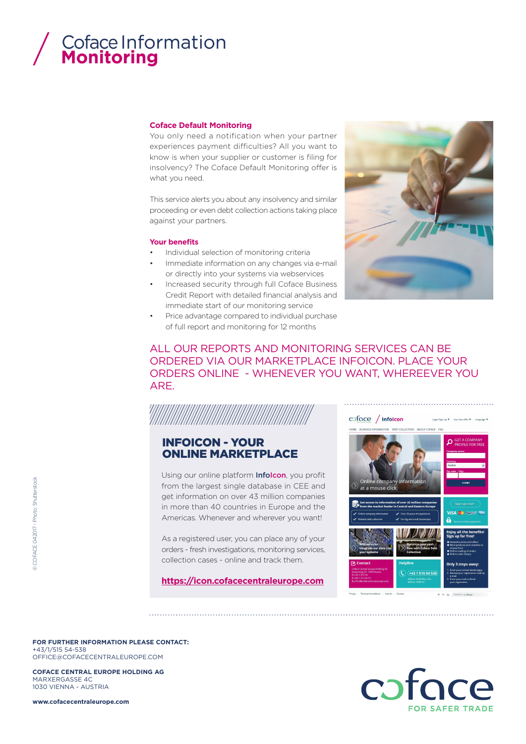# Coface Information Monitoring

## Coface Default Monitoring

You only need a notification when your partner experiences payment difficulties? All you want to know is when your supplier or customer is filing for insolvency? The Coface Default Monitoring offer is what you need.

This service alerts you about any insolvency and similar proceeding or even debt collection actions taking place against your partners.

### Your benefits

- Individual selection of monitoring criteria
- Immediate information on any changes via e-mail or directly into your systems via webservices
- Increased security through full Coface Business Credit Report with detailed financial analysis and immediate start of our monitoring service
- Price advantage compared to individual purchase of full report and monitoring for 12 months

ALL OUR REPORTS AND MONITORING SERVICES CAN BE ORDERED VIA OUR MARKETPLACE INFOICON. PLACE YOUR ORDERS ONLINE - WHENEVER YOU WANT, WHEREEVER YOU ARE.

## INFOICON - YOUR ONLINE MARKETPLACE

Using our online platform **InfoIcon**, you profit from the largest single database in CEE and get information on over 43 million companies in more than 40 countries in Europe and the Americas. Whenever and wherever you want!

As a registered user, you can place any of your orders - fresh investigations, monitoring services, collection cases - online and track them.

https://icon.cofacecentraleurope.com

© COFACE 04 2017 - Photo: Shutterstock

**FOR FURTHER INFORMATION PLEASE CONTACT:**
+43/1/515 54-538
OFFICE@COFACECENTRALEUROPE.COM

**COFACE CENTRAL EUROPE HOLDING AG**
MARXERGASSE 4C
1030 VIENNA - AUSTRIA

**www.cofacecentraleurope.com**

coface FOR SAFER TRADE